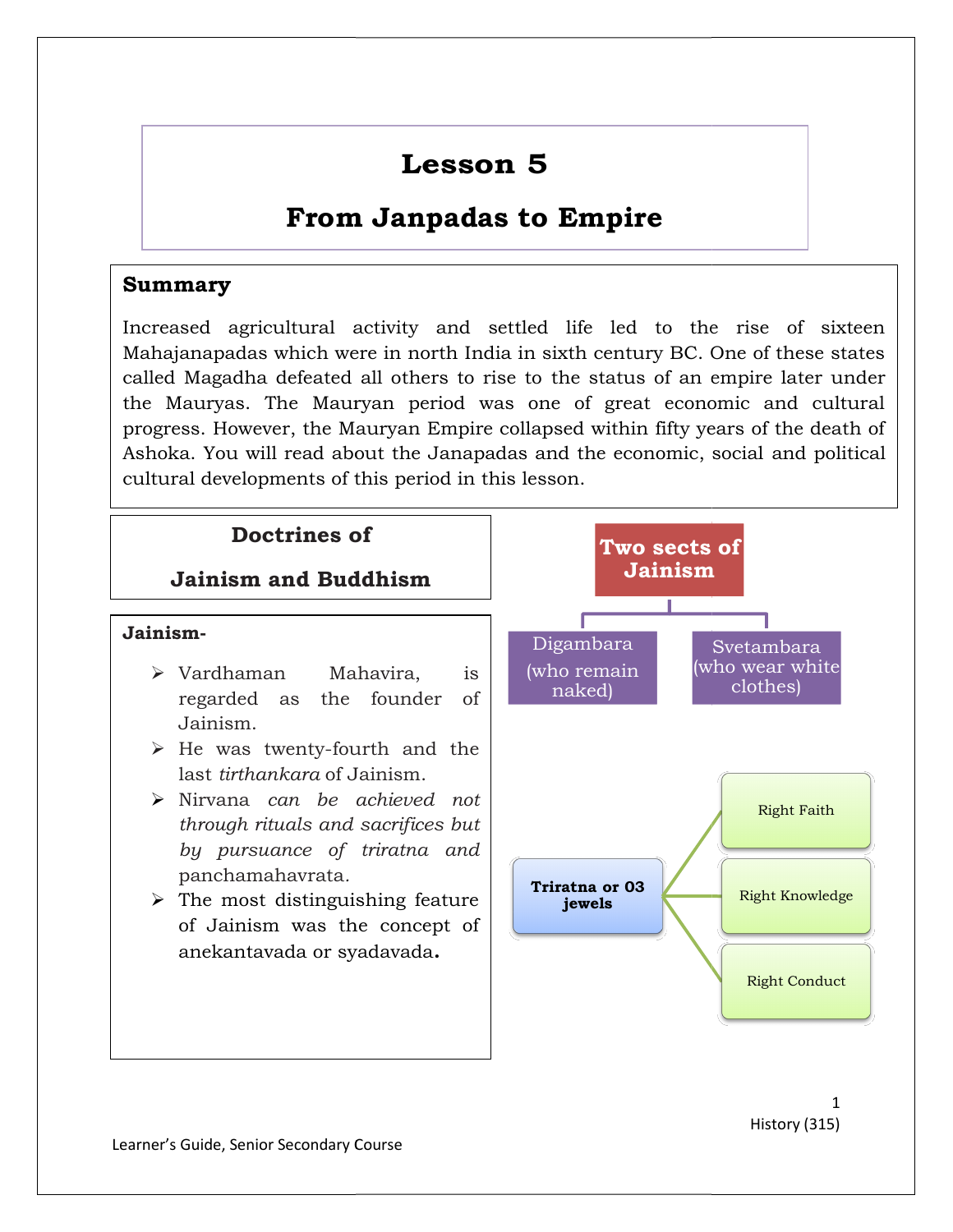# Lesson 5

# From Janpadas to Empire

## Summary

Increased agricultural activity and settled life led to the rise of sixteen Mahajanapadas which were in north India in sixth century BC. One of these states called Magadha defeated all others to rise to the status of an empire later under the Mauryas. The Mauryan period was one of great economic and cultural progress. However, the Mauryan Empire collapsed within fifty years of the death of Ashoka. You will read about the Janapadas and the economic, social and political cultural developments of this period in this lesson.

## Doctrines of Jainism and Buddhism

**Jainism-**

- Vardhaman Mahavira, is regarded as the founder of Jainism.
- He was twenty-fourth and the last *tirthankara* of Jainism.
- Nirvana *can be achieved not through rituals and sacrifices but by pursuance of triratna and* panchamahavrata.
- The most distinguishing feature of Jainism was the concept of anekantavada or syadavada**.**

**Two sects of Jainism**

- Digambara (who remain naked)
- Svetambara (who wear white clothes)

**Triratna or 03 jewels**

- Right Faith
- Right Knowledge
- Right Conduct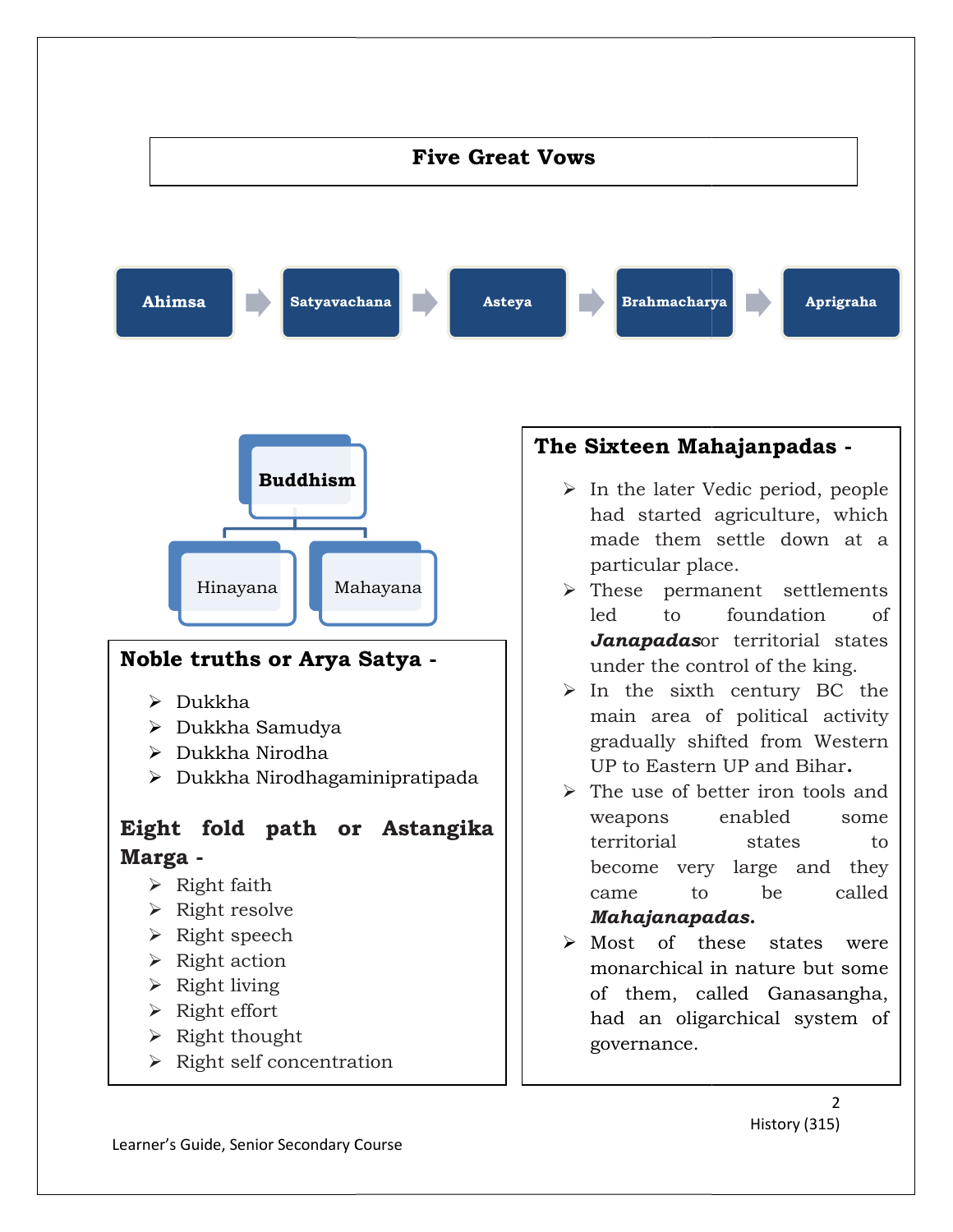## Five Great Vows

Ahimsa → Satyavachana → Asteya → Brahmacharya → Aprigraha

**Buddhism**

- Hinayana
- Mahayana

### Noble truths or Arya Satya -

- Dukkha
- Dukkha Samudya
- Dukkha Nirodha
- Dukkha Nirodhagaminipratipada

### Eight fold path or Astangika Marga -

- Right faith
- Right resolve
- Right speech
- Right action
- Right living
- Right effort
- Right thought
- Right self concentration

### The Sixteen Mahajanpadas -

- In the later Vedic period, people had started agriculture, which made them settle down at a particular place.
- These permanent settlements led to foundation of ***Janapadas***or territorial states under the control of the king.
- In the sixth century BC the main area of political activity gradually shifted from Western UP to Eastern UP and Bihar**.**
- The use of better iron tools and weapons enabled some territorial states to become very large and they came to be called ***Mahajanapadas*****.**
- Most of these states were monarchical in nature but some of them, called Ganasangha, had an oligarchical system of governance.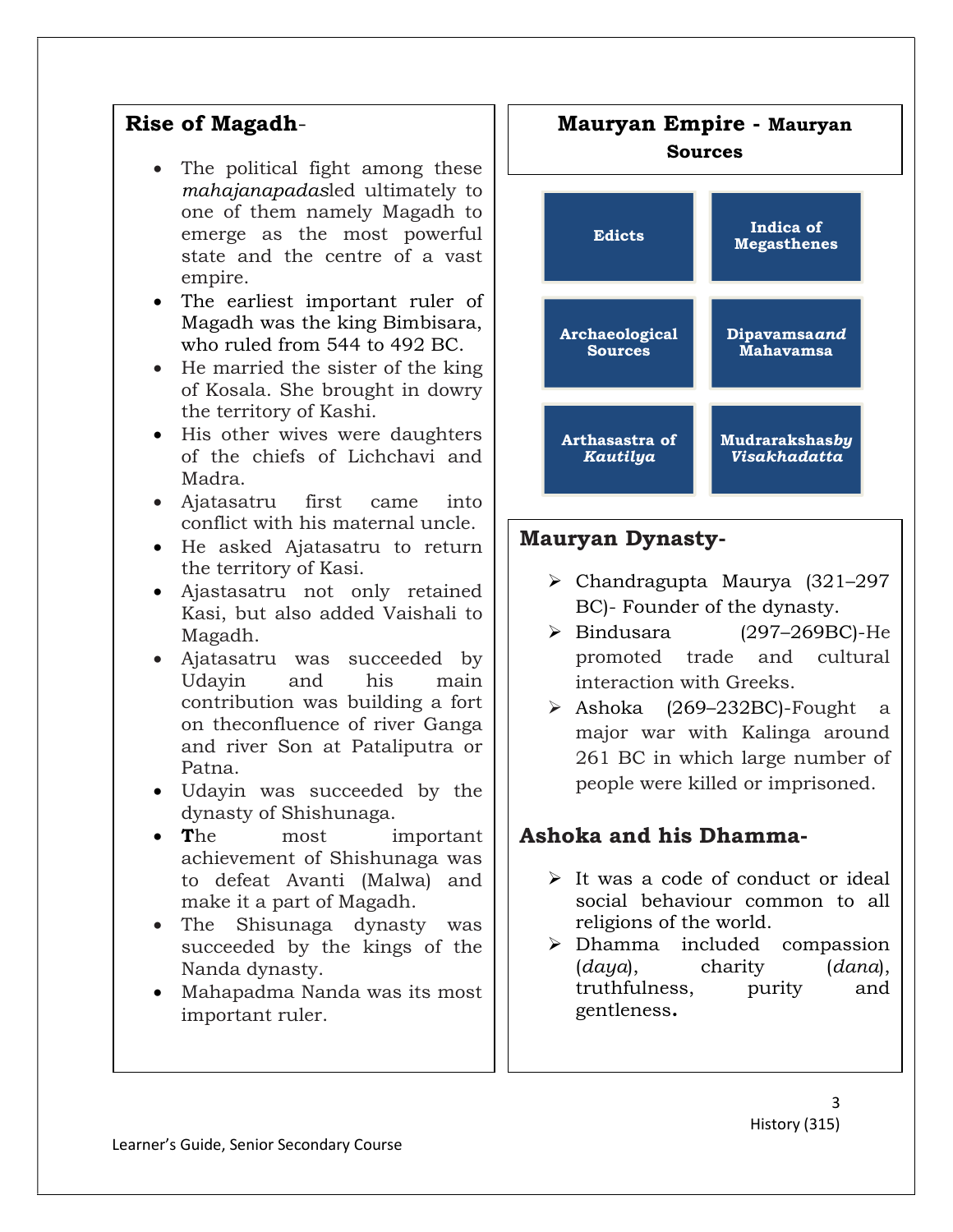## Rise of Magadh-

- The political fight among these *mahajanapadas*led ultimately to one of them namely Magadh to emerge as the most powerful state and the centre of a vast empire.
- The earliest important ruler of Magadh was the king Bimbisara, who ruled from 544 to 492 BC.
- He married the sister of the king of Kosala. She brought in dowry the territory of Kashi.
- His other wives were daughters of the chiefs of Lichchavi and Madra.
- Ajatasatru first came into conflict with his maternal uncle.
- He asked Ajatasatru to return the territory of Kasi.
- Ajastasatru not only retained Kasi, but also added Vaishali to Magadh.
- Ajatasatru was succeeded by Udayin and his main contribution was building a fort on theconfluence of river Ganga and river Son at Pataliputra or Patna.
- Udayin was succeeded by the dynasty of Shishunaga.
- **T**he most important achievement of Shishunaga was to defeat Avanti (Malwa) and make it a part of Magadh.
- The Shisunaga dynasty was succeeded by the kings of the Nanda dynasty.
- Mahapadma Nanda was its most important ruler.

## Mauryan Empire - Mauryan Sources

- **Edicts**
- **Indica of Megasthenes**
- **Archaeological Sources**
- **Dipavamsa*and* Mahavamsa**
- **Arthasastra of *Kautilya***
- **Mudrarakshas*by Visakhadatta***

## Mauryan Dynasty-

- Chandragupta Maurya (321–297 BC)- Founder of the dynasty.
- Bindusara (297–269BC)-He promoted trade and cultural interaction with Greeks.
- Ashoka (269–232BC)-Fought a major war with Kalinga around 261 BC in which large number of people were killed or imprisoned.

## Ashoka and his Dhamma-

- It was a code of conduct or ideal social behaviour common to all religions of the world.
- Dhamma included compassion (*daya*), charity (*dana*), truthfulness, purity and gentleness**.**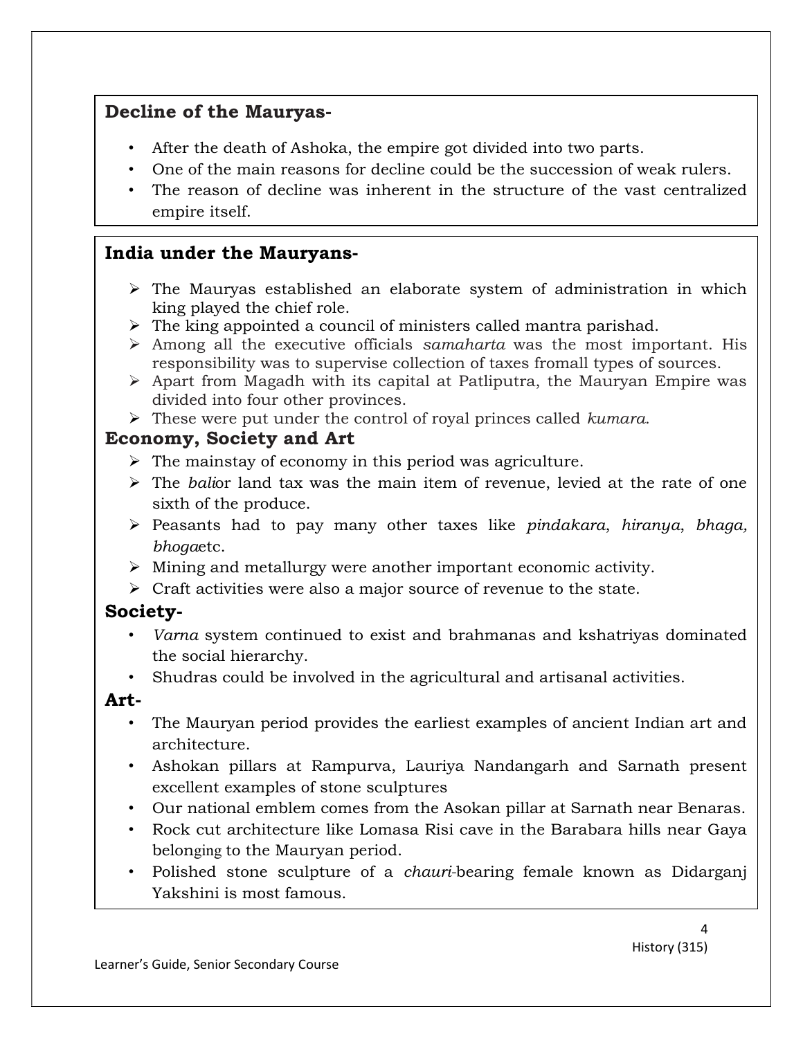## Decline of the Mauryas-

- After the death of Ashoka, the empire got divided into two parts.
- One of the main reasons for decline could be the succession of weak rulers.
- The reason of decline was inherent in the structure of the vast centralized empire itself.

## India under the Mauryans-

- The Mauryas established an elaborate system of administration in which king played the chief role.
- The king appointed a council of ministers called mantra parishad.
- Among all the executive officials *samaharta* was the most important. His responsibility was to supervise collection of taxes fromall types of sources.
- Apart from Magadh with its capital at Patliputra, the Mauryan Empire was divided into four other provinces.
- These were put under the control of royal princes called *kumara*.

## Economy, Society and Art

- The mainstay of economy in this period was agriculture.
- The *bali*or land tax was the main item of revenue, levied at the rate of one sixth of the produce.
- Peasants had to pay many other taxes like *pindakara*, *hiranya*, *bhaga, bhoga*etc.
- Mining and metallurgy were another important economic activity.
- Craft activities were also a major source of revenue to the state.

## Society-

- *Varna* system continued to exist and brahmanas and kshatriyas dominated the social hierarchy.
- Shudras could be involved in the agricultural and artisanal activities.

## Art-

- The Mauryan period provides the earliest examples of ancient Indian art and architecture.
- Ashokan pillars at Rampurva, Lauriya Nandangarh and Sarnath present excellent examples of stone sculptures
- Our national emblem comes from the Asokan pillar at Sarnath near Benaras.
- Rock cut architecture like Lomasa Risi cave in the Barabara hills near Gaya belonging to the Mauryan period.
- Polished stone sculpture of a *chauri*-bearing female known as Didarganj Yakshini is most famous.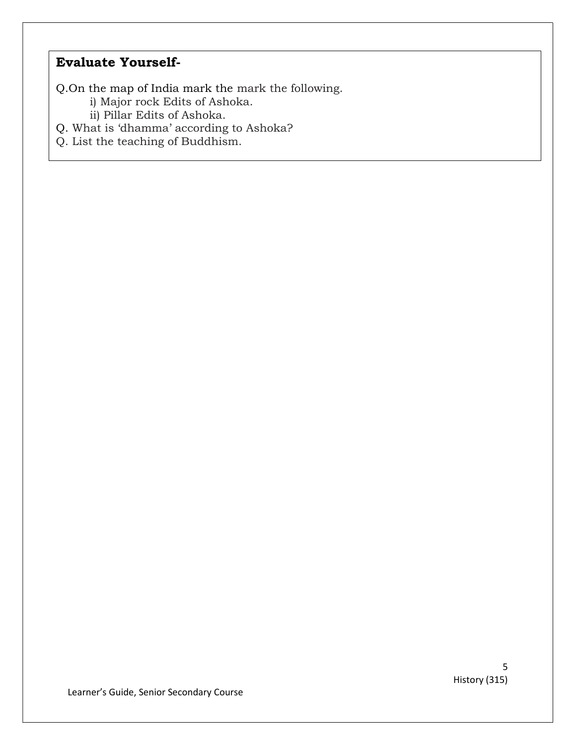**Evaluate Yourself-**

Q.On the map of India mark the mark the following.

i) Major rock Edits of Ashoka.

ii) Pillar Edits of Ashoka.

Q. What is 'dhamma' according to Ashoka?

Q. List the teaching of Buddhism.